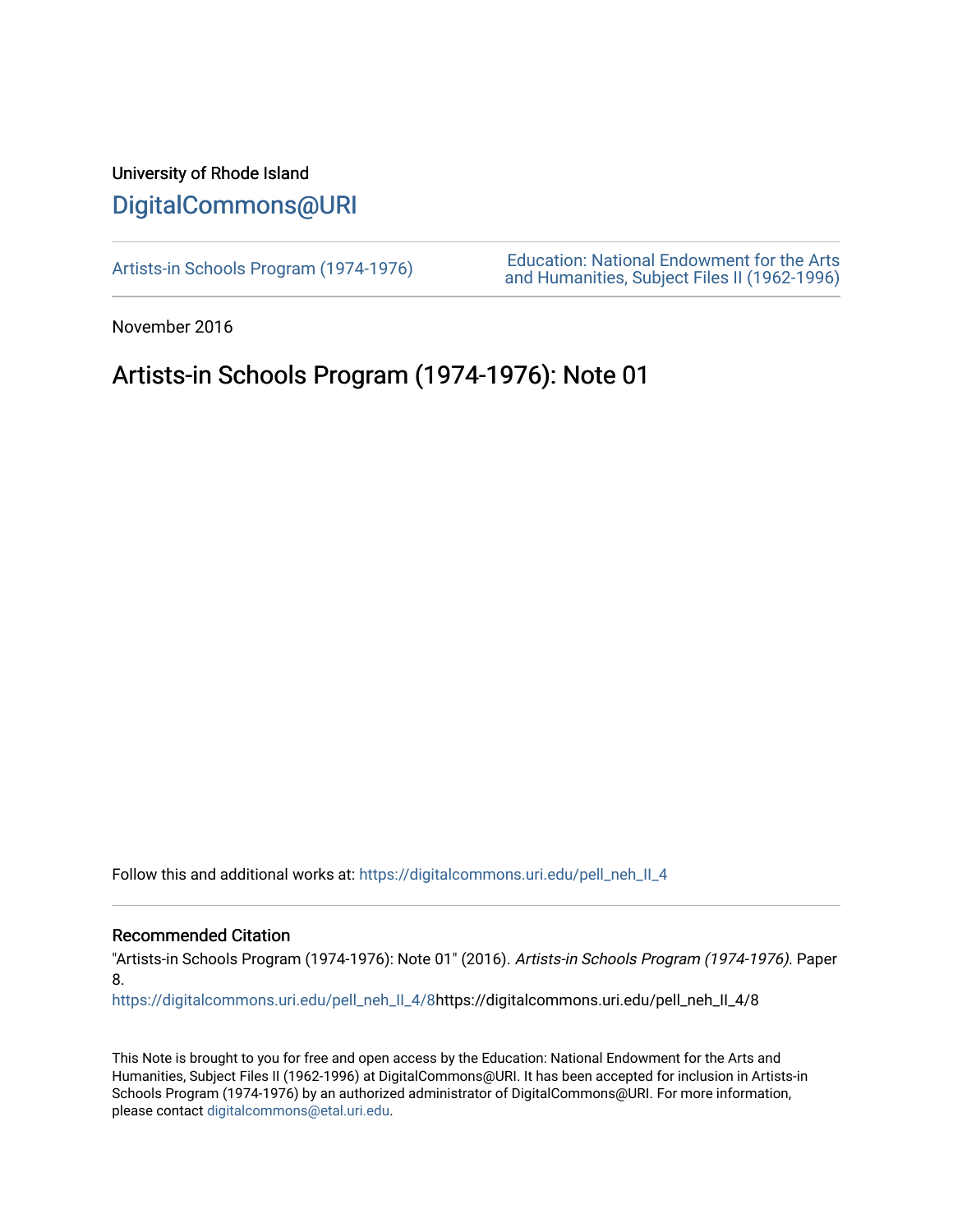University of Rhode Island

# DigitalCommons@URI

Artists-in Schools Program (1974-1976)

Education: National Endowment for the Arts and Humanities, Subject Files II (1962-1996)

November 2016

## Artists-in Schools Program (1974-1976): Note 01

Follow this and additional works at: https://digitalcommons.uri.edu/pell_neh_II_4

### Recommended Citation

"Artists-in Schools Program (1974-1976): Note 01" (2016). *Artists-in Schools Program (1974-1976)*. Paper 8.

https://digitalcommons.uri.edu/pell_neh_II_4/8https://digitalcommons.uri.edu/pell_neh_II_4/8

This Note is brought to you for free and open access by the Education: National Endowment for the Arts and Humanities, Subject Files II (1962-1996) at DigitalCommons@URI. It has been accepted for inclusion in Artists-in Schools Program (1974-1976) by an authorized administrator of DigitalCommons@URI. For more information, please contact digitalcommons@etal.uri.edu.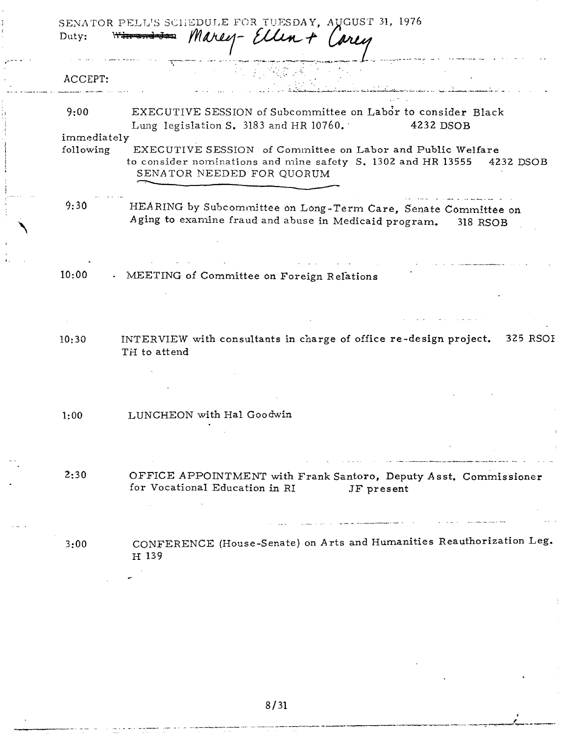SENATOR PELL'S SCHEDULE FOR TUESDAY, AUGUST 31, 1976

Duty: ~~Win and Jan~~ Marey-Ellen + Carey

ACCEPT:

9:00 EXECUTIVE SESSION of Subcommittee on Labor to consider Black Lung legislation S. 3183 and HR 10760. 4232 DSOB

immediately following EXECUTIVE SESSION of Committee on Labor and Public Welfare to consider nominations and mine safety S. 1302 and HR 13555 4232 DSOB
SENATOR NEEDED FOR QUORUM

9:30 HEARING by Subcommittee on Long-Term Care, Senate Committee on Aging to examine fraud and abuse in Medicaid program. 318 RSOB

10:00 MEETING of Committee on Foreign Relations

10:30 INTERVIEW with consultants in charge of office re-design project. 325 RSOB
TH to attend

1:00 LUNCHEON with Hal Goodwin

2:30 OFFICE APPOINTMENT with Frank Santoro, Deputy Asst. Commissioner for Vocational Education in RI JF present

3:00 CONFERENCE (House-Senate) on Arts and Humanities Reauthorization Leg.
H 139

8/31